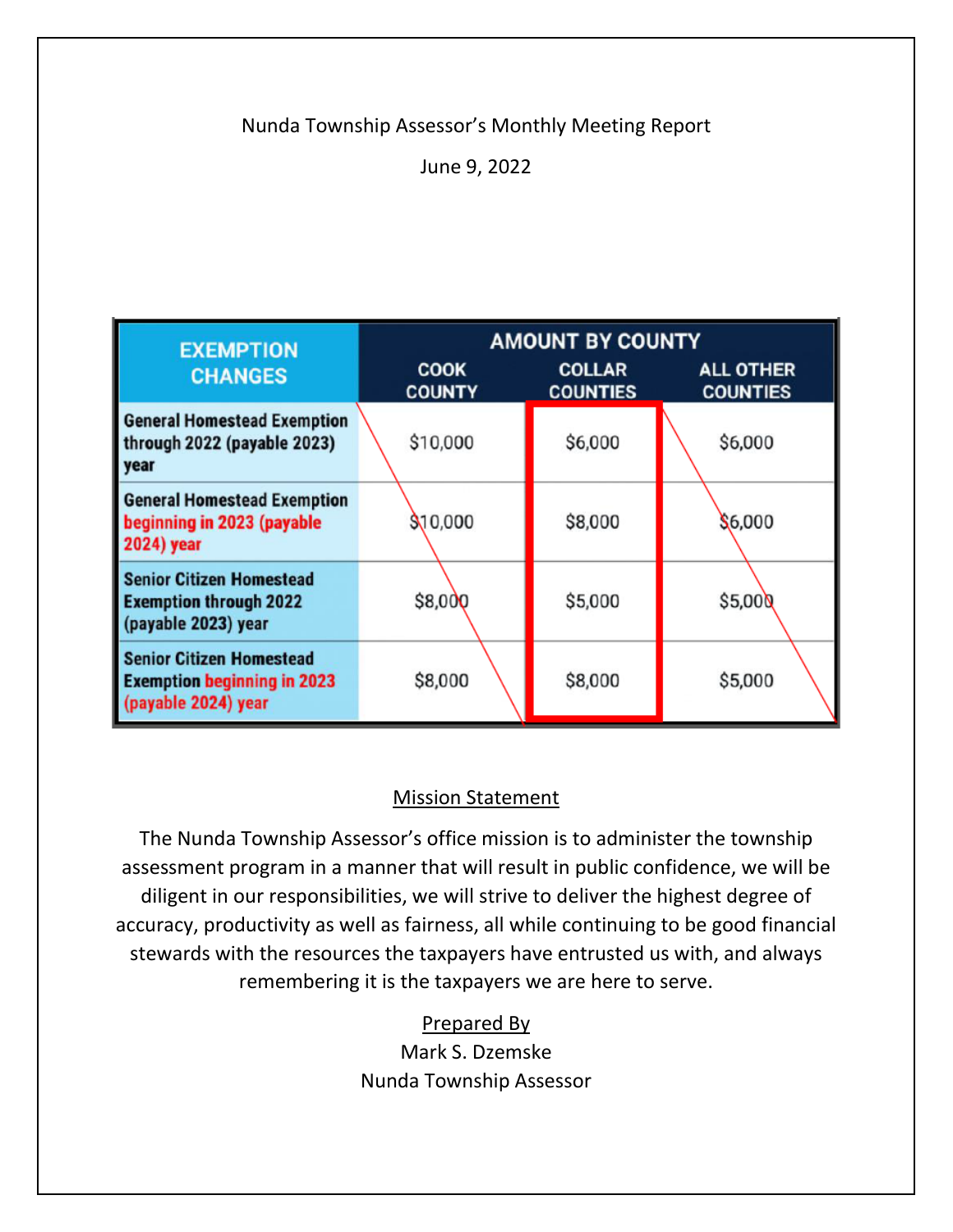Nunda Township Assessor's Monthly Meeting Report

June 9, 2022

| EXEMPTION CHANGES | AMOUNT BY COUNTY | | |
|---|---|---|---|
| | COOK COUNTY | COLLAR COUNTIES | ALL OTHER COUNTIES |
| General Homestead Exemption through 2022 (payable 2023) year | $10,000 | $6,000 | $6,000 |
| General Homestead Exemption beginning in 2023 (payable 2024) year | $10,000 | $8,000 | $6,000 |
| Senior Citizen Homestead Exemption through 2022 (payable 2023) year | $8,000 | $5,000 | $5,000 |
| Senior Citizen Homestead Exemption beginning in 2023 (payable 2024) year | $8,000 | $8,000 | $5,000 |

Mission Statement

The Nunda Township Assessor's office mission is to administer the township assessment program in a manner that will result in public confidence, we will be diligent in our responsibilities, we will strive to deliver the highest degree of accuracy, productivity as well as fairness, all while continuing to be good financial stewards with the resources the taxpayers have entrusted us with, and always remembering it is the taxpayers we are here to serve.

Prepared By
Mark S. Dzemske
Nunda Township Assessor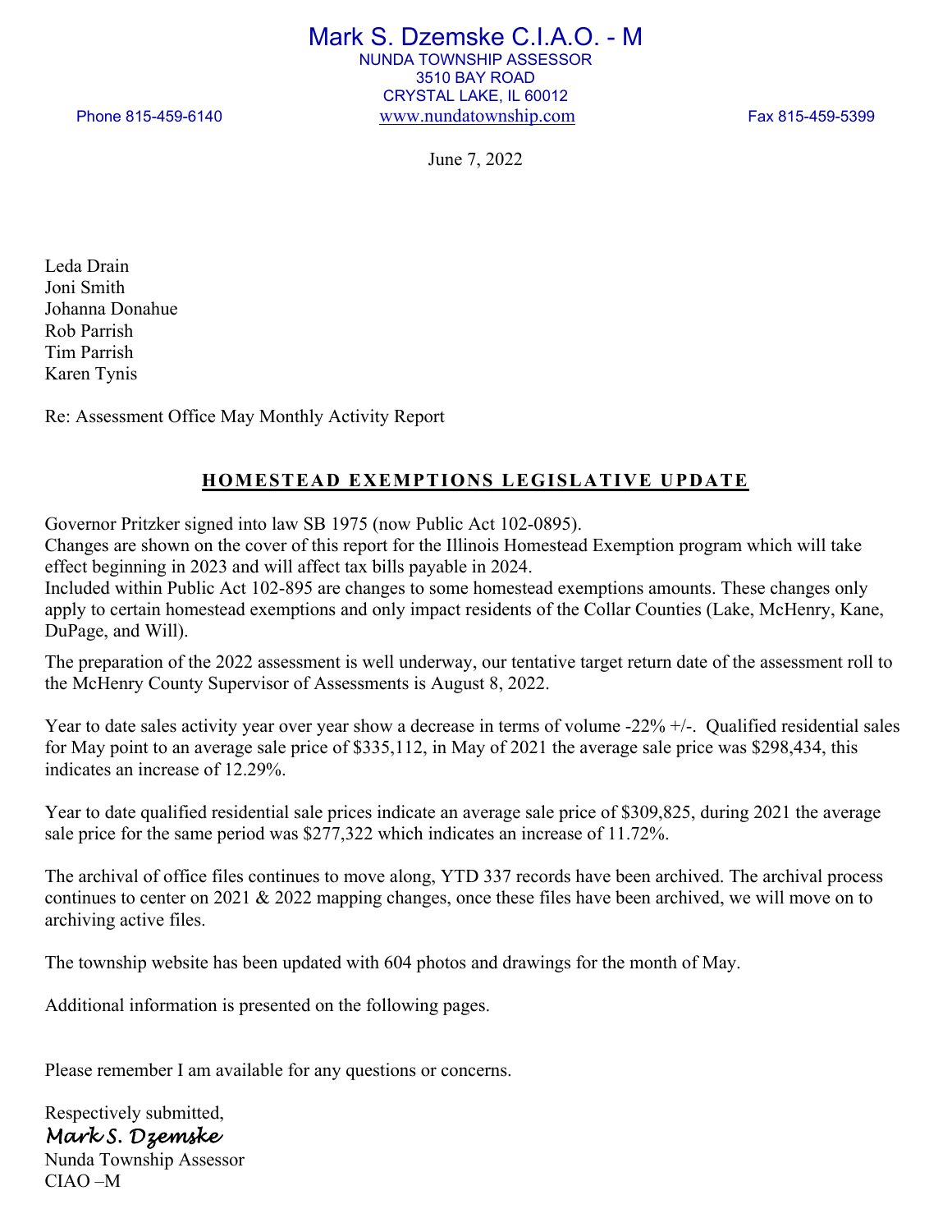# Mark S. Dzemske C.I.A.O. - M

NUNDA TOWNSHIP ASSESSOR
3510 BAY ROAD
CRYSTAL LAKE, IL 60012

Phone 815-459-6140 www.nundatownship.com Fax 815-459-5399

June 7, 2022

Leda Drain
Joni Smith
Johanna Donahue
Rob Parrish
Tim Parrish
Karen Tynis

Re: Assessment Office May Monthly Activity Report

## HOMESTEAD EXEMPTIONS LEGISLATIVE UPDATE

Governor Pritzker signed into law SB 1975 (now Public Act 102-0895).
Changes are shown on the cover of this report for the Illinois Homestead Exemption program which will take effect beginning in 2023 and will affect tax bills payable in 2024.
Included within Public Act 102-895 are changes to some homestead exemptions amounts. These changes only apply to certain homestead exemptions and only impact residents of the Collar Counties (Lake, McHenry, Kane, DuPage, and Will).

The preparation of the 2022 assessment is well underway, our tentative target return date of the assessment roll to the McHenry County Supervisor of Assessments is August 8, 2022.

Year to date sales activity year over year show a decrease in terms of volume -22% +/-. Qualified residential sales for May point to an average sale price of $335,112, in May of 2021 the average sale price was $298,434, this indicates an increase of 12.29%.

Year to date qualified residential sale prices indicate an average sale price of $309,825, during 2021 the average sale price for the same period was $277,322 which indicates an increase of 11.72%.

The archival of office files continues to move along, YTD 337 records have been archived. The archival process continues to center on 2021 & 2022 mapping changes, once these files have been archived, we will move on to archiving active files.

The township website has been updated with 604 photos and drawings for the month of May.

Additional information is presented on the following pages.

Please remember I am available for any questions or concerns.

Respectively submitted,
*Mark S. Dzemske*
Nunda Township Assessor
CIAO –M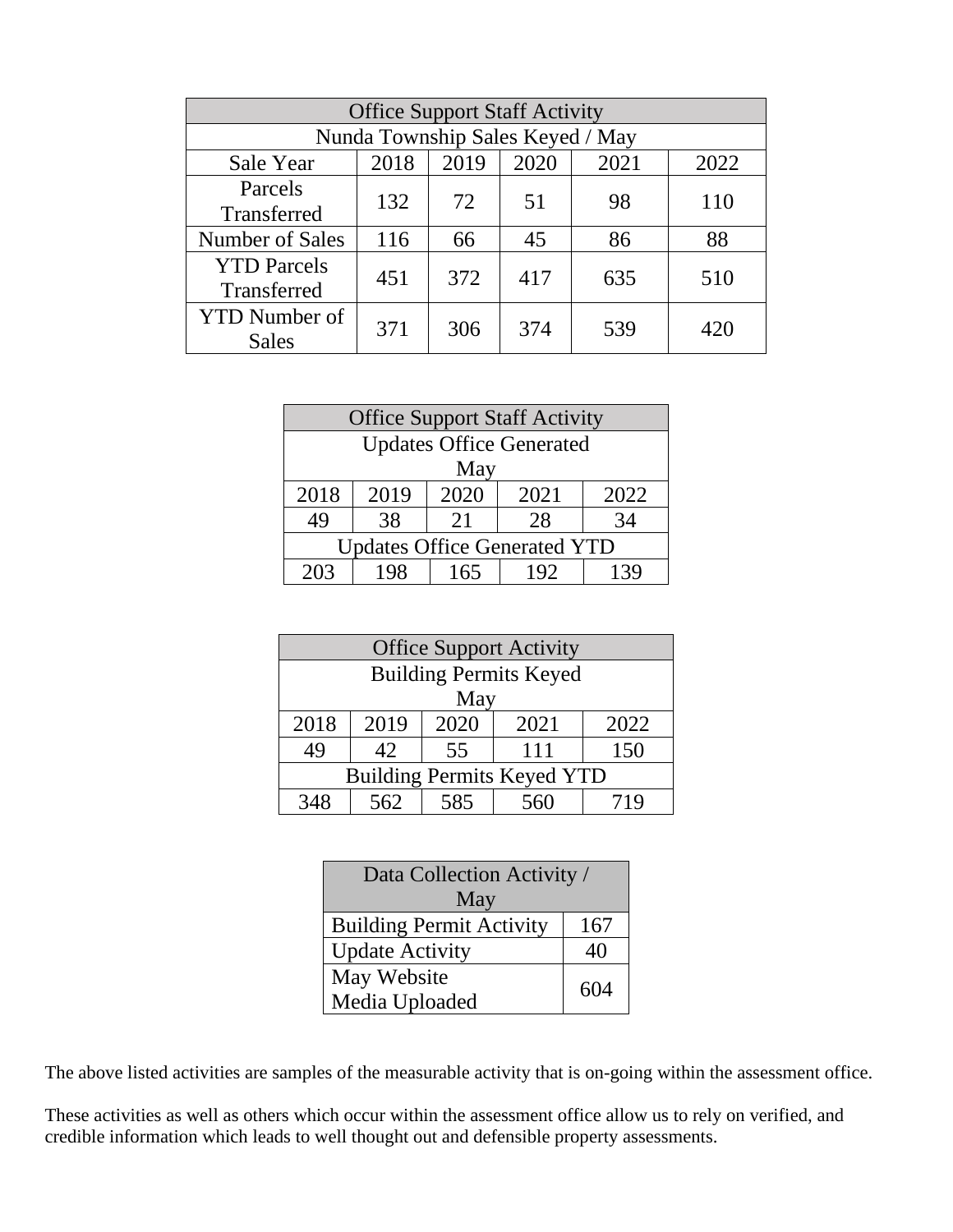| Office Support Staff Activity | | | | | |
|---|---|---|---|---|---|
| Nunda Township Sales Keyed / May | | | | | |
| Sale Year | 2018 | 2019 | 2020 | 2021 | 2022 |
| Parcels Transferred | 132 | 72 | 51 | 98 | 110 |
| Number of Sales | 116 | 66 | 45 | 86 | 88 |
| YTD Parcels Transferred | 451 | 372 | 417 | 635 | 510 |
| YTD Number of Sales | 371 | 306 | 374 | 539 | 420 |

| Office Support Staff Activity | | | | |
|---|---|---|---|---|
| Updates Office Generated May | | | | |
| 2018 | 2019 | 2020 | 2021 | 2022 |
| 49 | 38 | 21 | 28 | 34 |
| Updates Office Generated YTD | | | | |
| 203 | 198 | 165 | 192 | 139 |

| Office Support Activity | | | | |
|---|---|---|---|---|
| Building Permits Keyed May | | | | |
| 2018 | 2019 | 2020 | 2021 | 2022 |
| 49 | 42 | 55 | 111 | 150 |
| Building Permits Keyed YTD | | | | |
| 348 | 562 | 585 | 560 | 719 |

| Data Collection Activity / May | |
|---|---|
| Building Permit Activity | 167 |
| Update Activity | 40 |
| May Website Media Uploaded | 604 |

The above listed activities are samples of the measurable activity that is on-going within the assessment office.

These activities as well as others which occur within the assessment office allow us to rely on verified, and credible information which leads to well thought out and defensible property assessments.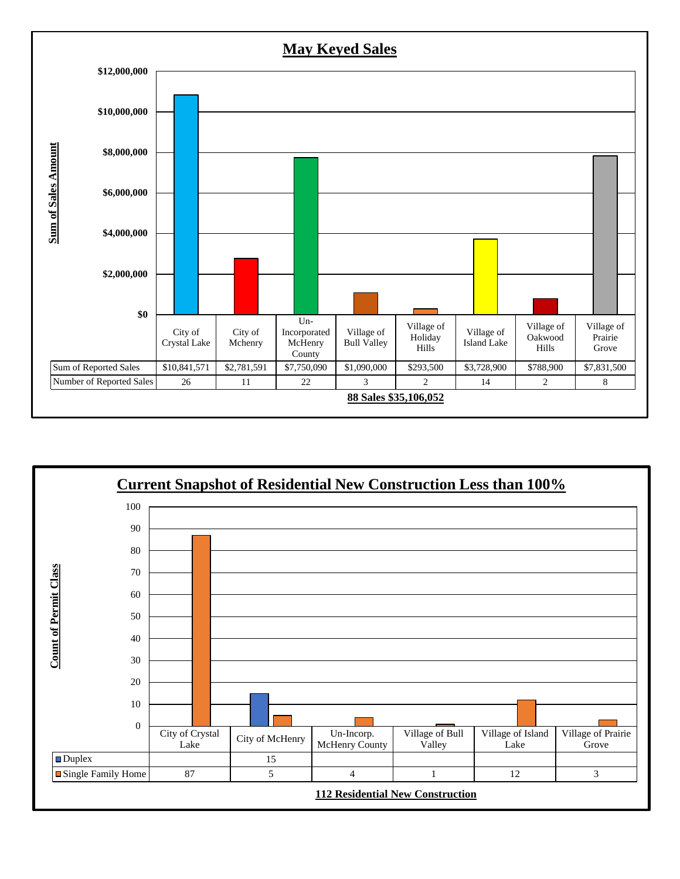## May Keyed Sales

| | City of Crystal Lake | City of Mchenry | Un-Incorporated McHenry County | Village of Bull Valley | Village of Holiday Hills | Village of Island Lake | Village of Oakwood Hills | Village of Prairie Grove |
|---|---|---|---|---|---|---|---|---|
| Sum of Reported Sales | $10,841,571 | $2,781,591 | $7,750,090 | $1,090,000 | $293,500 | $3,728,900 | $788,900 | $7,831,500 |
| Number of Reported Sales | 26 | 11 | 22 | 3 | 2 | 14 | 2 | 8 |

**88 Sales $35,106,052**

## Current Snapshot of Residential New Construction Less than 100%

| | City of Crystal Lake | City of McHenry | Un-Incorp. McHenry County | Village of Bull Valley | Village of Island Lake | Village of Prairie Grove |
|---|---|---|---|---|---|---|
| Duplex | | 15 | | | | |
| Single Family Home | 87 | 5 | 4 | 1 | 12 | 3 |

**112 Residential New Construction**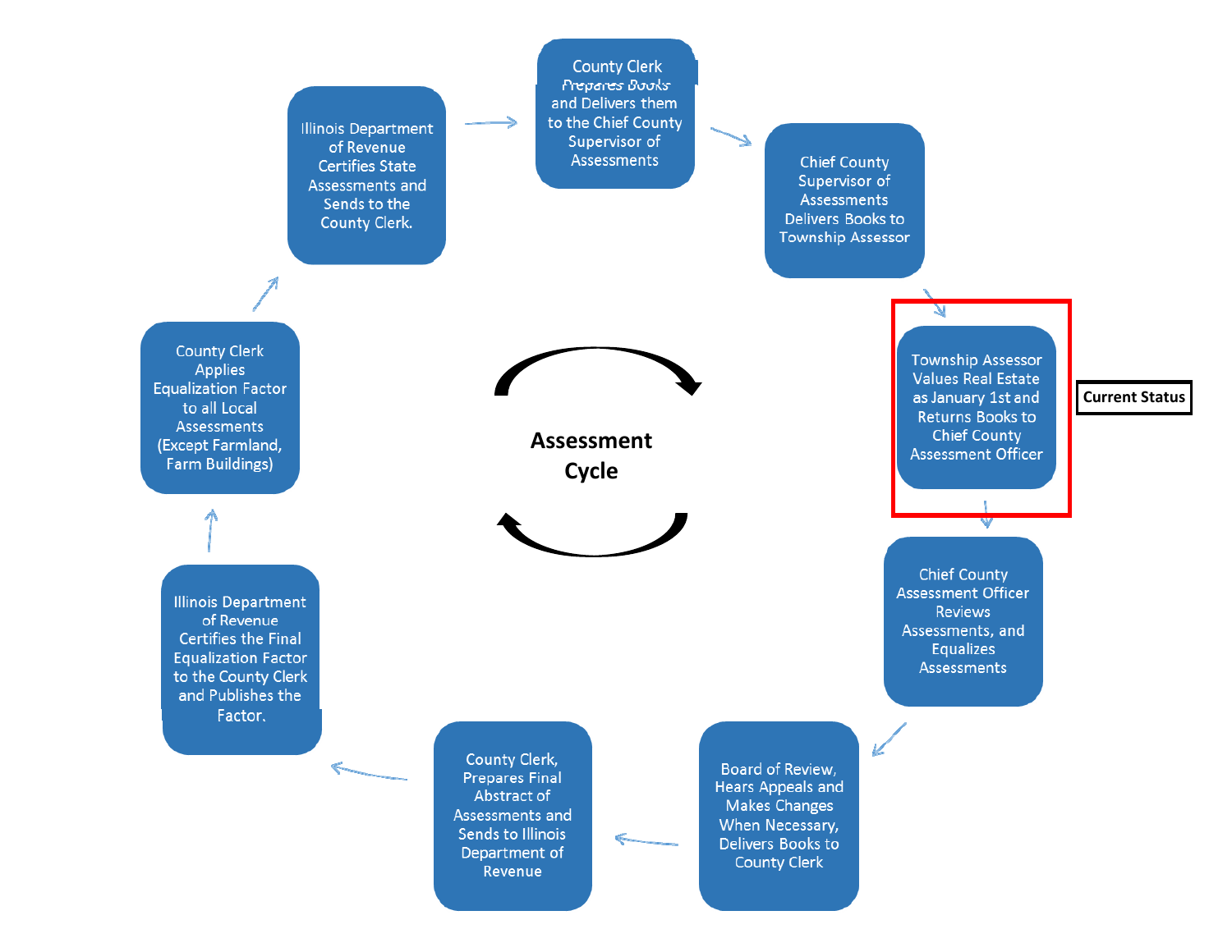# Assessment Cycle

1. Illinois Department of Revenue Certifies State Assessments and Sends to the County Clerk.
2. County Clerk Prepares Books and Delivers them to the Chief County Supervisor of Assessments
3. Chief County Supervisor of Assessments Delivers Books to Township Assessor
4. Township Assessor Values Real Estate as January 1st and Returns Books to Chief County Assessment Officer — **Current Status**
5. Chief County Assessment Officer Reviews Assessments, and Equalizes Assessments
6. Board of Review, Hears Appeals and Makes Changes When Necessary, Delivers Books to County Clerk
7. County Clerk, Prepares Final Abstract of Assessments and Sends to Illinois Department of Revenue
8. Illinois Department of Revenue Certifies the Final Equalization Factor to the County Clerk and Publishes the Factor.
9. County Clerk Applies Equalization Factor to all Local Assessments (Except Farmland, Farm Buildings)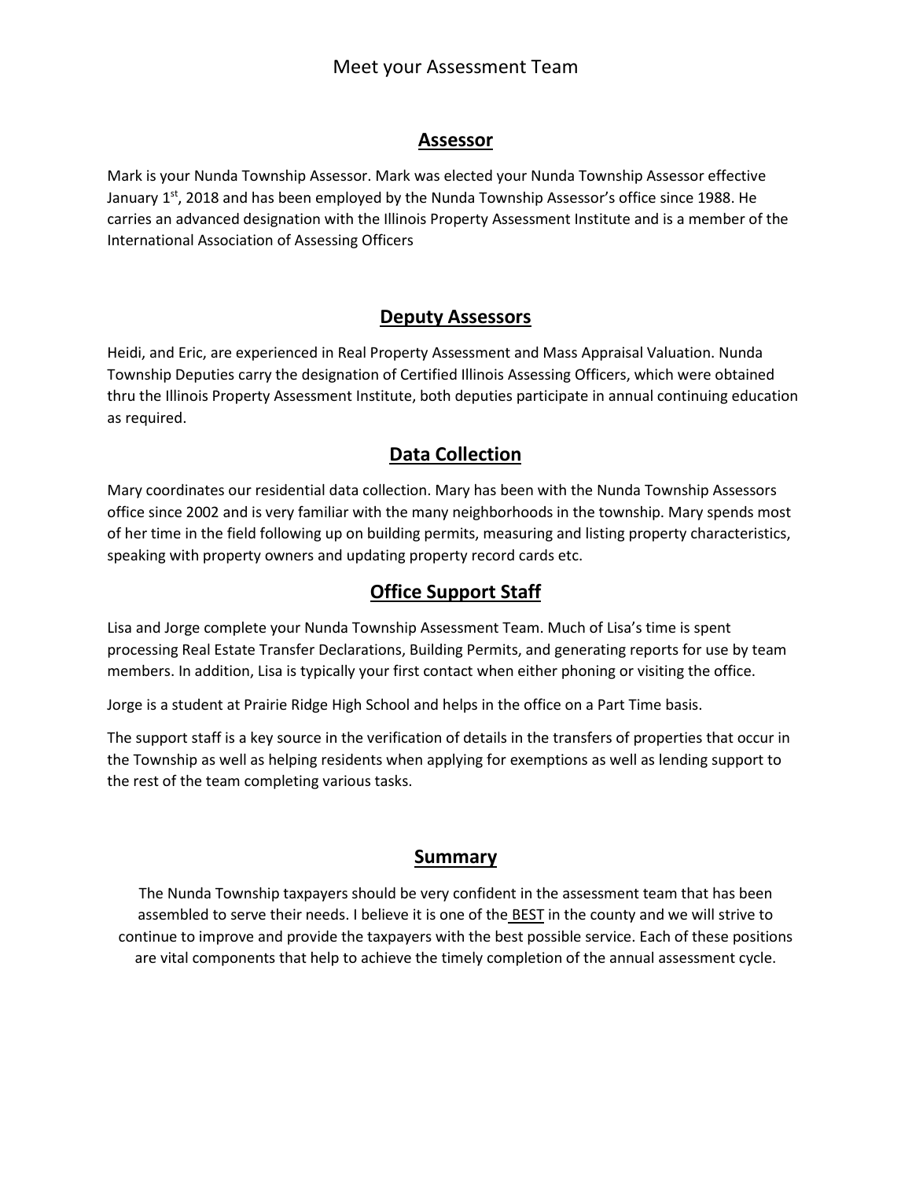# Meet your Assessment Team

## Assessor

Mark is your Nunda Township Assessor. Mark was elected your Nunda Township Assessor effective January 1st, 2018 and has been employed by the Nunda Township Assessor's office since 1988. He carries an advanced designation with the Illinois Property Assessment Institute and is a member of the International Association of Assessing Officers

## Deputy Assessors

Heidi, and Eric, are experienced in Real Property Assessment and Mass Appraisal Valuation. Nunda Township Deputies carry the designation of Certified Illinois Assessing Officers, which were obtained thru the Illinois Property Assessment Institute, both deputies participate in annual continuing education as required.

## Data Collection

Mary coordinates our residential data collection. Mary has been with the Nunda Township Assessors office since 2002 and is very familiar with the many neighborhoods in the township. Mary spends most of her time in the field following up on building permits, measuring and listing property characteristics, speaking with property owners and updating property record cards etc.

## Office Support Staff

Lisa and Jorge complete your Nunda Township Assessment Team. Much of Lisa's time is spent processing Real Estate Transfer Declarations, Building Permits, and generating reports for use by team members. In addition, Lisa is typically your first contact when either phoning or visiting the office.

Jorge is a student at Prairie Ridge High School and helps in the office on a Part Time basis.

The support staff is a key source in the verification of details in the transfers of properties that occur in the Township as well as helping residents when applying for exemptions as well as lending support to the rest of the team completing various tasks.

## Summary

The Nunda Township taxpayers should be very confident in the assessment team that has been assembled to serve their needs. I believe it is one of the BEST in the county and we will strive to continue to improve and provide the taxpayers with the best possible service. Each of these positions are vital components that help to achieve the timely completion of the annual assessment cycle.